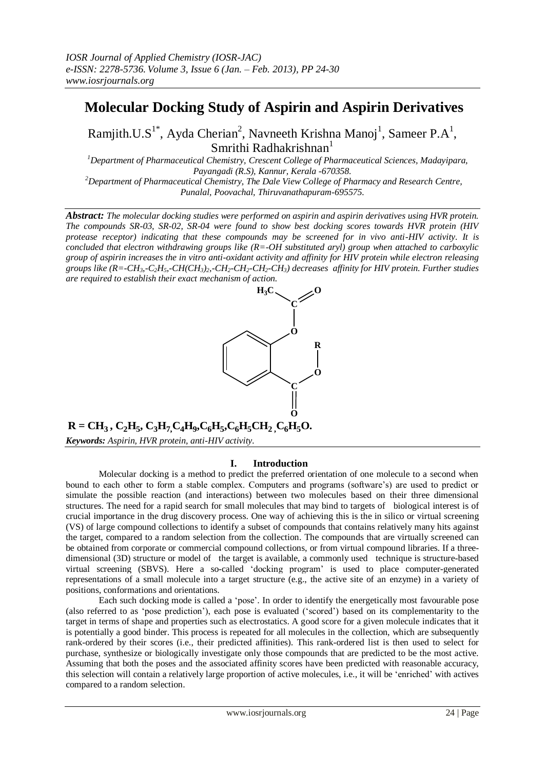# Molecular Docking Study of Aspirin and Aspirin Derivatives

Ramjith.U.S[1*], Ayda Cherian[2], Navneeth Krishna Manoj[1], Sameer P.A[1], Smrithi Radhakrishnan[1]

[1]*Department of Pharmaceutical Chemistry, Crescent College of Pharmaceutical Sciences, Madayipara, Payangadi (R.S), Kannur, Kerala -670358.*

[2]*Department of Pharmaceutical Chemistry, The Dale View College of Pharmacy and Research Centre, Punalal, Poovachal, Thiruvanathapuram-695575.*

***Abstract:*** *The molecular docking studies were performed on aspirin and aspirin derivatives using HVR protein. The compounds SR-03, SR-02, SR-04 were found to show best docking scores towards HVR protein (HIV protease receptor) indicating that these compounds may be screened for in vivo anti-HIV activity. It is concluded that electron withdrawing groups like (R=-OH substituted aryl) group when attached to carboxylic group of aspirin increases the in vitro anti-oxidant activity and affinity for HIV protein while electron releasing groups like (R=-$CH_3$,-$C_2H_5$,-$CH(CH_3)_2$,-$CH_2$-$CH_2$-$CH_2$-$CH_3$) decreases affinity for HIV protein. Further studies are required to establish their exact mechanism of action.*

**R = $CH_3$ , $C_2H_5$, $C_3H_7$,$C_4H_9$,$C_6H_5$,$C_6H_5CH_2$ ,$C_6H_5O$.**

***Keywords:*** *Aspirin, HVR protein, anti-HIV activity.*

## I. Introduction

Molecular docking is a method to predict the preferred orientation of one molecule to a second when bound to each other to form a stable complex. Computers and programs (software's) are used to predict or simulate the possible reaction (and interactions) between two molecules based on their three dimensional structures. The need for a rapid search for small molecules that may bind to targets of biological interest is of crucial importance in the drug discovery process. One way of achieving this is the in silico or virtual screening (VS) of large compound collections to identify a subset of compounds that contains relatively many hits against the target, compared to a random selection from the collection. The compounds that are virtually screened can be obtained from corporate or commercial compound collections, or from virtual compound libraries. If a three-dimensional (3D) structure or model of the target is available, a commonly used technique is structure-based virtual screening (SBVS). Here a so-called 'docking program' is used to place computer-generated representations of a small molecule into a target structure (e.g., the active site of an enzyme) in a variety of positions, conformations and orientations.

Each such docking mode is called a 'pose'. In order to identify the energetically most favourable pose (also referred to as 'pose prediction'), each pose is evaluated ('scored') based on its complementarity to the target in terms of shape and properties such as electrostatics. A good score for a given molecule indicates that it is potentially a good binder. This process is repeated for all molecules in the collection, which are subsequently rank-ordered by their scores (i.e., their predicted affinities). This rank-ordered list is then used to select for purchase, synthesize or biologically investigate only those compounds that are predicted to be the most active. Assuming that both the poses and the associated affinity scores have been predicted with reasonable accuracy, this selection will contain a relatively large proportion of active molecules, i.e., it will be 'enriched' with actives compared to a random selection.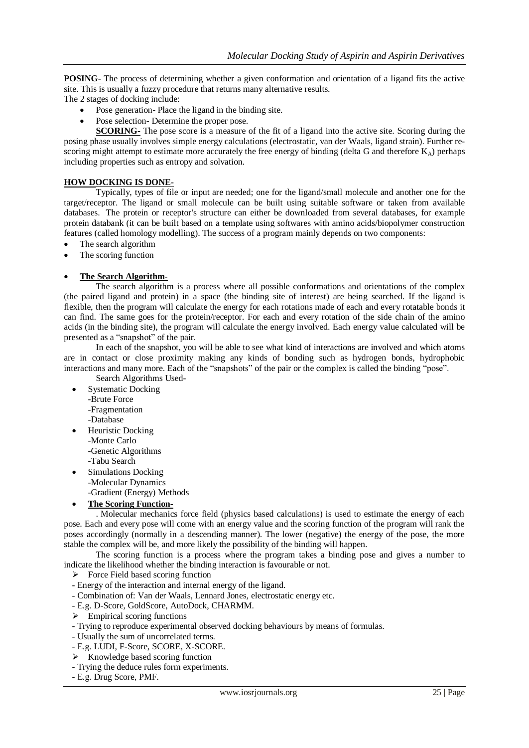**POSING-** The process of determining whether a given conformation and orientation of a ligand fits the active site. This is usually a fuzzy procedure that returns many alternative results.

The 2 stages of docking include:

- Pose generation- Place the ligand in the binding site.
- Pose selection- Determine the proper pose.

**SCORING-** The pose score is a measure of the fit of a ligand into the active site. Scoring during the posing phase usually involves simple energy calculations (electrostatic, van der Waals, ligand strain). Further re-scoring might attempt to estimate more accurately the free energy of binding (delta G and therefore $K_A$) perhaps including properties such as entropy and solvation.

**HOW DOCKING IS DONE-**

Typically, types of file or input are needed; one for the ligand/small molecule and another one for the target/receptor. The ligand or small molecule can be built using suitable software or taken from available databases. The protein or receptor's structure can either be downloaded from several databases, for example protein databank (it can be built based on a template using softwares with amino acids/biopolymer construction features (called homology modelling). The success of a program mainly depends on two components:

- The search algorithm
- The scoring function

- **The Search Algorithm-**

The search algorithm is a process where all possible conformations and orientations of the complex (the paired ligand and protein) in a space (the binding site of interest) are being searched. If the ligand is flexible, then the program will calculate the energy for each rotations made of each and every rotatable bonds it can find. The same goes for the protein/receptor. For each and every rotation of the side chain of the amino acids (in the binding site), the program will calculate the energy involved. Each energy value calculated will be presented as a "snapshot" of the pair.

In each of the snapshot, you will be able to see what kind of interactions are involved and which atoms are in contact or close proximity making any kinds of bonding such as hydrogen bonds, hydrophobic interactions and many more. Each of the "snapshots" of the pair or the complex is called the binding "pose".

Search Algorithms Used-

- Systematic Docking
  - -Brute Force
  - -Fragmentation
  - -Database
- Heuristic Docking
  - -Monte Carlo
  - -Genetic Algorithms
  - -Tabu Search
- Simulations Docking
  - -Molecular Dynamics
  - -Gradient (Energy) Methods

- **The Scoring Function-**

. Molecular mechanics force field (physics based calculations) is used to estimate the energy of each pose. Each and every pose will come with an energy value and the scoring function of the program will rank the poses accordingly (normally in a descending manner). The lower (negative) the energy of the pose, the more stable the complex will be, and more likely the possibility of the binding will happen.

The scoring function is a process where the program takes a binding pose and gives a number to indicate the likelihood whether the binding interaction is favourable or not.

- Force Field based scoring function
  - - Energy of the interaction and internal energy of the ligand.
  - - Combination of: Van der Waals, Lennard Jones, electrostatic energy etc.
  - - E.g. D-Score, GoldScore, AutoDock, CHARMM.
- Empirical scoring functions
  - - Trying to reproduce experimental observed docking behaviours by means of formulas.
  - - Usually the sum of uncorrelated terms.
  - - E.g. LUDI, F-Score, SCORE, X-SCORE.
- Knowledge based scoring function
  - - Trying the deduce rules form experiments.
  - - E.g. Drug Score, PMF.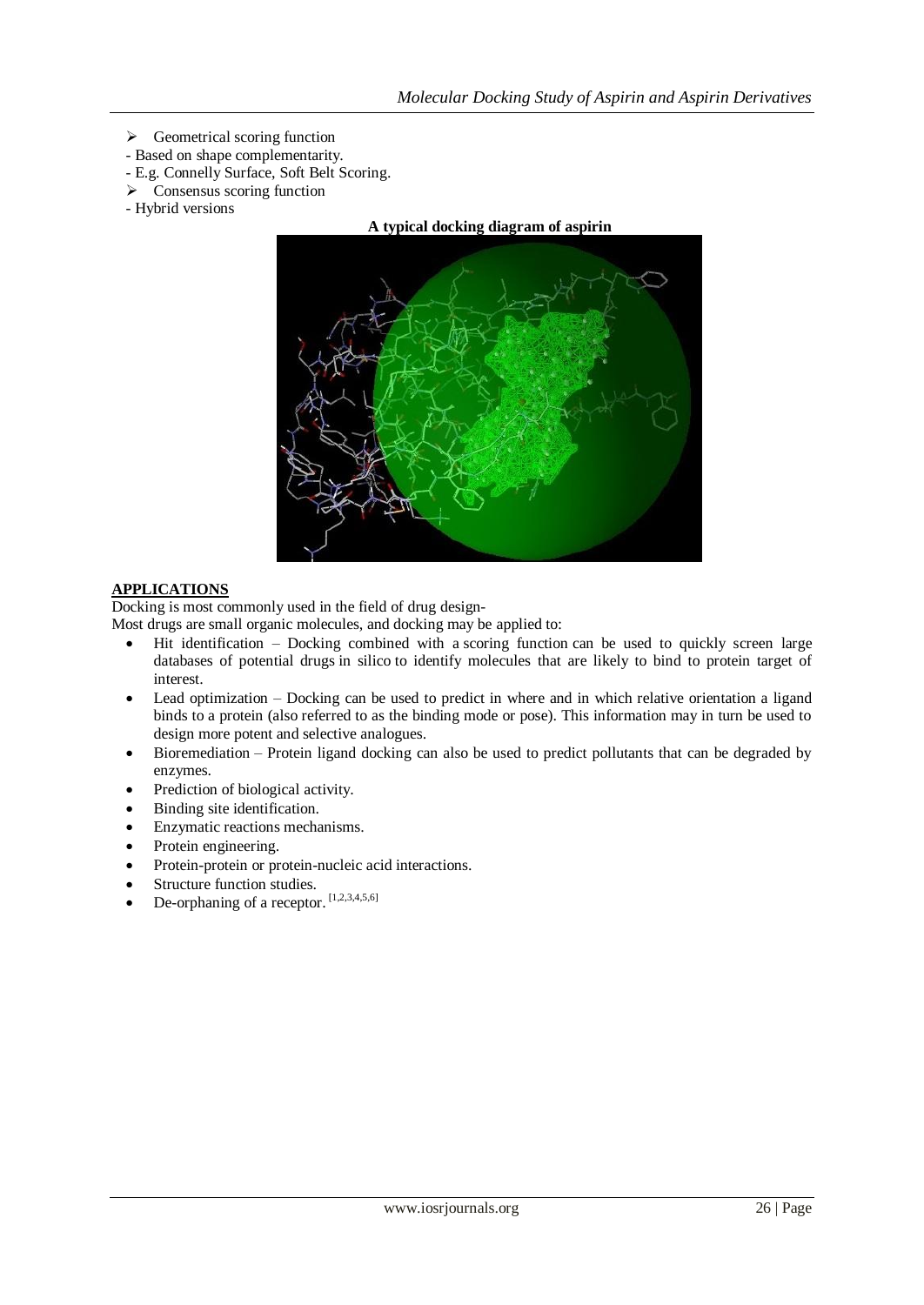- ➢ Geometrical scoring function
- Based on shape complementarity.
- E.g. Connelly Surface, Soft Belt Scoring.
- ➢ Consensus scoring function
- Hybrid versions

**A typical docking diagram of aspirin**

## APPLICATIONS

Docking is most commonly used in the field of drug design-

Most drugs are small organic molecules, and docking may be applied to:

- Hit identification – Docking combined with a scoring function can be used to quickly screen large databases of potential drugs in silico to identify molecules that are likely to bind to protein target of interest.
- Lead optimization – Docking can be used to predict in where and in which relative orientation a ligand binds to a protein (also referred to as the binding mode or pose). This information may in turn be used to design more potent and selective analogues.
- Bioremediation – Protein ligand docking can also be used to predict pollutants that can be degraded by enzymes.
- Prediction of biological activity.
- Binding site identification.
- Enzymatic reactions mechanisms.
- Protein engineering.
- Protein-protein or protein-nucleic acid interactions.
- Structure function studies.
- De-orphaning of a receptor. [1,2,3,4,5,6]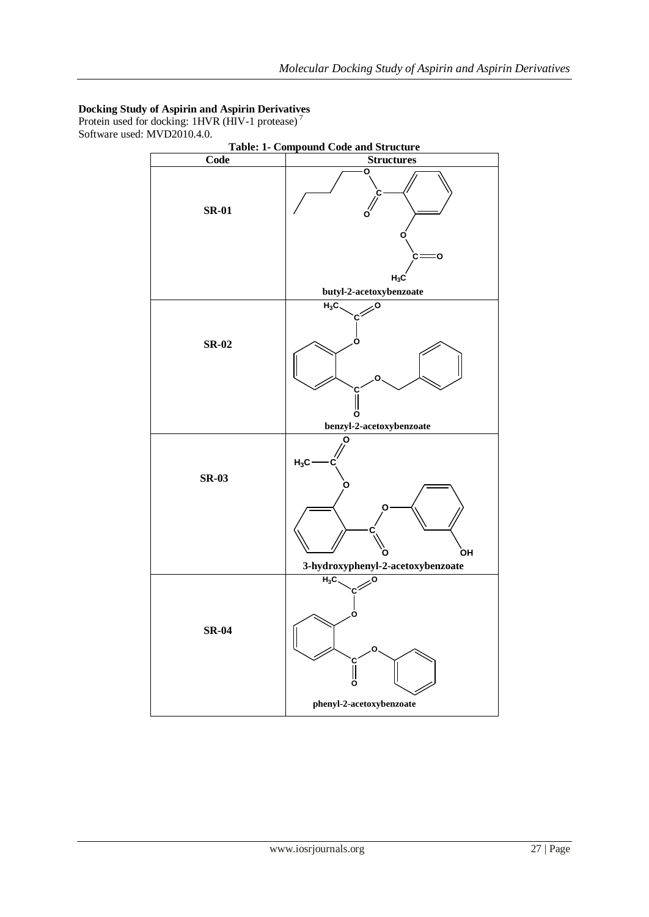**Docking Study of Aspirin and Aspirin Derivatives**

Protein used for docking: 1HVR (HIV-1 protease)[7]

Software used: MVD2010.4.0.

**Table: 1- Compound Code and Structure**

| Code | Structures |
|---|---|
| **SR-01** | butyl-2-acetoxybenzoate |
| **SR-02** | benzyl-2-acetoxybenzoate |
| **SR-03** | 3-hydroxyphenyl-2-acetoxybenzoate |
| **SR-04** | phenyl-2-acetoxybenzoate |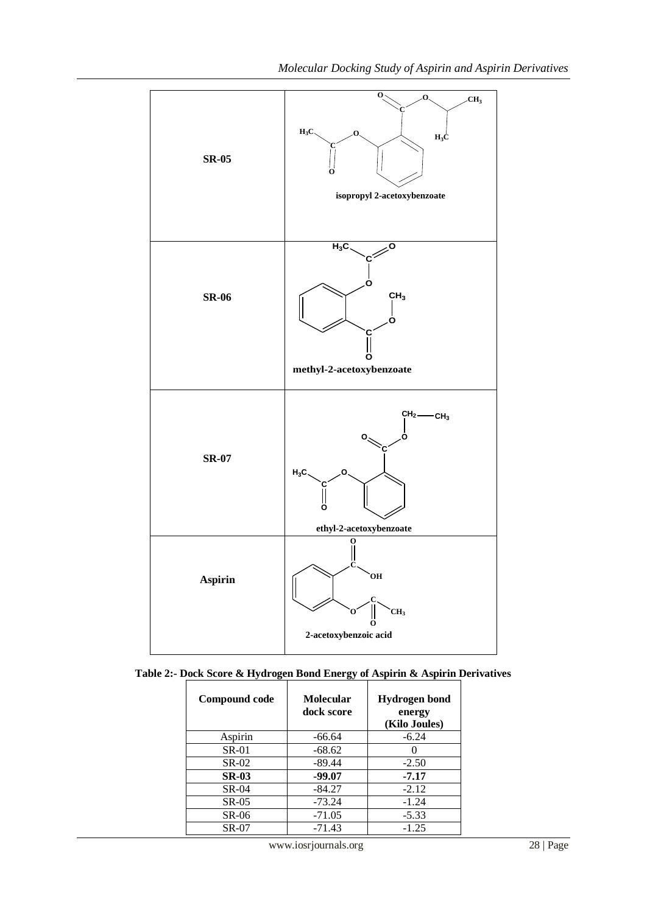| | |
|---|---|
| **SR-05** | isopropyl 2-acetoxybenzoate |
| **SR-06** | methyl-2-acetoxybenzoate |
| **SR-07** | ethyl-2-acetoxybenzoate |
| **Aspirin** | 2-acetoxybenzoic acid |

**Table 2:- Dock Score & Hydrogen Bond Energy of Aspirin & Aspirin Derivatives**

| Compound code | Molecular dock score | Hydrogen bond energy (Kilo Joules) |
|---|---|---|
| Aspirin | -66.64 | -6.24 |
| SR-01 | -68.62 | 0 |
| SR-02 | -89.44 | -2.50 |
| **SR-03** | **-99.07** | **-7.17** |
| SR-04 | -84.27 | -2.12 |
| SR-05 | -73.24 | -1.24 |
| SR-06 | -71.05 | -5.33 |
| SR-07 | -71.43 | -1.25 |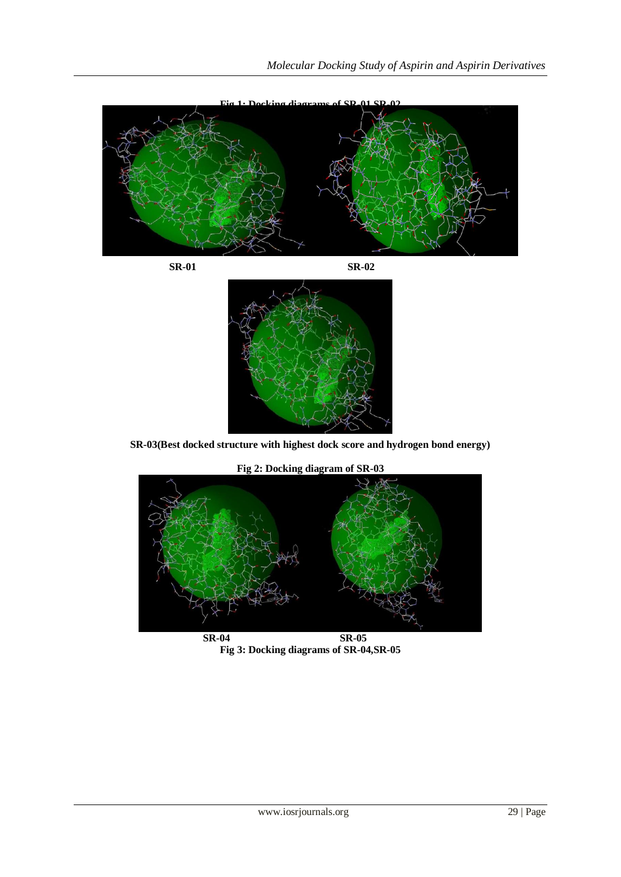**Fig 1: Docking diagrams of SR-01,SR-02**

SR-01 SR-02

SR-03(Best docked structure with highest dock score and hydrogen bond energy)

**Fig 2: Docking diagram of SR-03**

SR-04 SR-05

**Fig 3: Docking diagrams of SR-04,SR-05**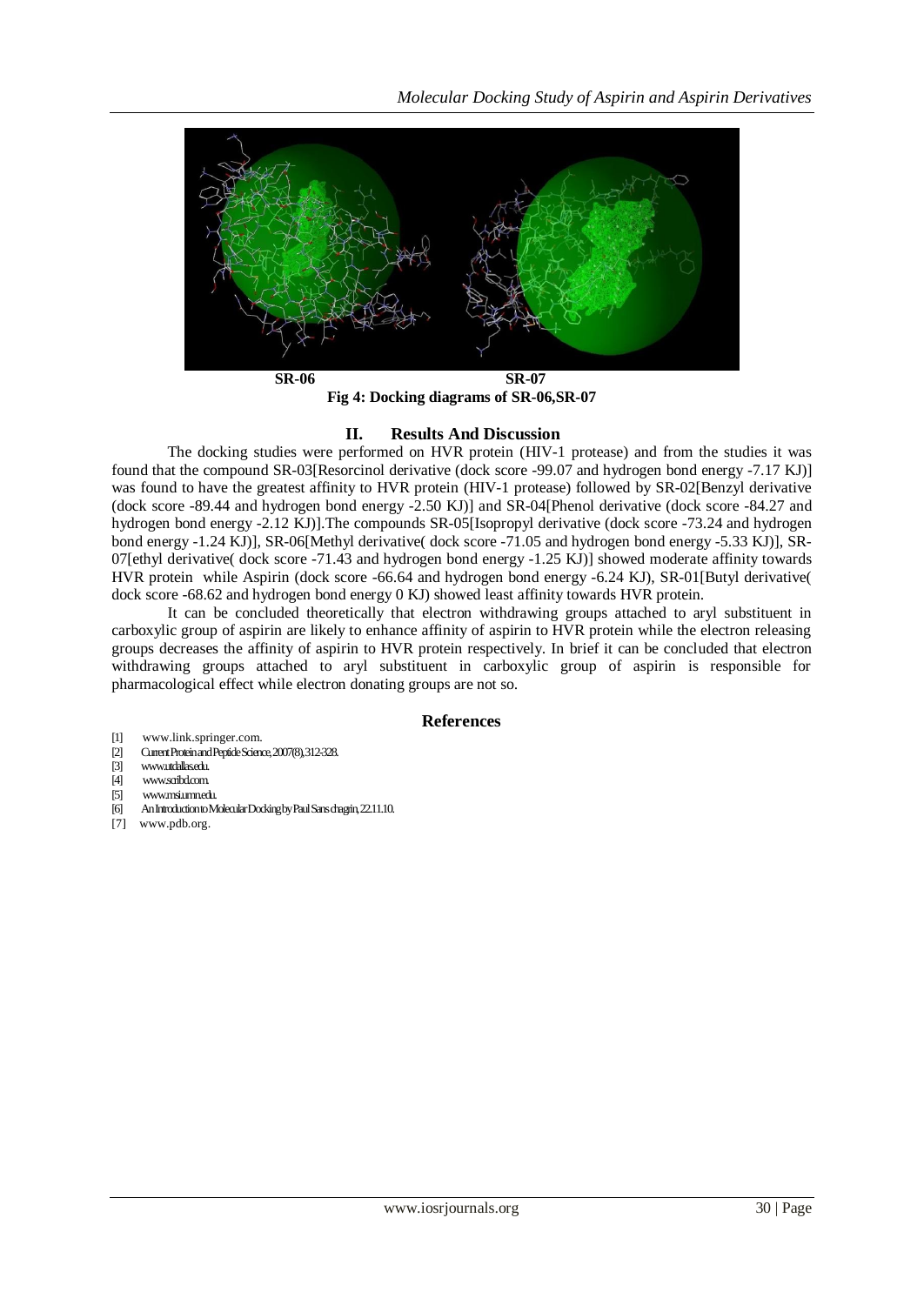SR-06 SR-07

**Fig 4: Docking diagrams of SR-06,SR-07**

## II. Results And Discussion

The docking studies were performed on HVR protein (HIV-1 protease) and from the studies it was found that the compound SR-03[Resorcinol derivative (dock score -99.07 and hydrogen bond energy -7.17 KJ)] was found to have the greatest affinity to HVR protein (HIV-1 protease) followed by SR-02[Benzyl derivative (dock score -89.44 and hydrogen bond energy -2.50 KJ)] and SR-04[Phenol derivative (dock score -84.27 and hydrogen bond energy -2.12 KJ)].The compounds SR-05[Isopropyl derivative (dock score -73.24 and hydrogen bond energy -1.24 KJ)], SR-06[Methyl derivative( dock score -71.05 and hydrogen bond energy -5.33 KJ)], SR-07[ethyl derivative( dock score -71.43 and hydrogen bond energy -1.25 KJ)] showed moderate affinity towards HVR protein while Aspirin (dock score -66.64 and hydrogen bond energy -6.24 KJ), SR-01[Butyl derivative( dock score -68.62 and hydrogen bond energy 0 KJ) showed least affinity towards HVR protein.

It can be concluded theoretically that electron withdrawing groups attached to aryl substituent in carboxylic group of aspirin are likely to enhance affinity of aspirin to HVR protein while the electron releasing groups decreases the affinity of aspirin to HVR protein respectively. In brief it can be concluded that electron withdrawing groups attached to aryl substituent in carboxylic group of aspirin is responsible for pharmacological effect while electron donating groups are not so.

## References

[1] www.link.springer.com.
[2] Current Protein and Peptide Science, 2007(8), 312-328.
[3] www.utdallas.edu.
[4] www.scribd.com.
[5] www.msi.umn.edu.
[6] An Introduction to Molecular Docking by Paul Sans chagrin, 22.11.10.
[7] www.pdb.org.